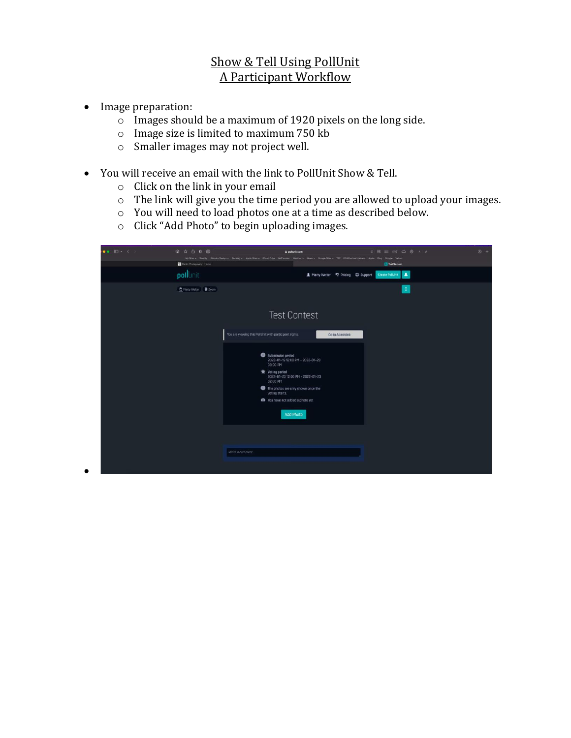# Show & Tell Using PollUnit
## A Participant Workflow

- Image preparation:
  - Images should be a maximum of 1920 pixels on the long side.
  - Image size is limited to maximum 750 kb
  - Smaller images may not project well.

- You will receive an email with the link to PollUnit Show & Tell.
  - Click on the link in your email
  - The link will give you the time period you are allowed to upload your images.
  - You will need to load photos one at a time as described below.
  - Click "Add Photo" to begin uploading images.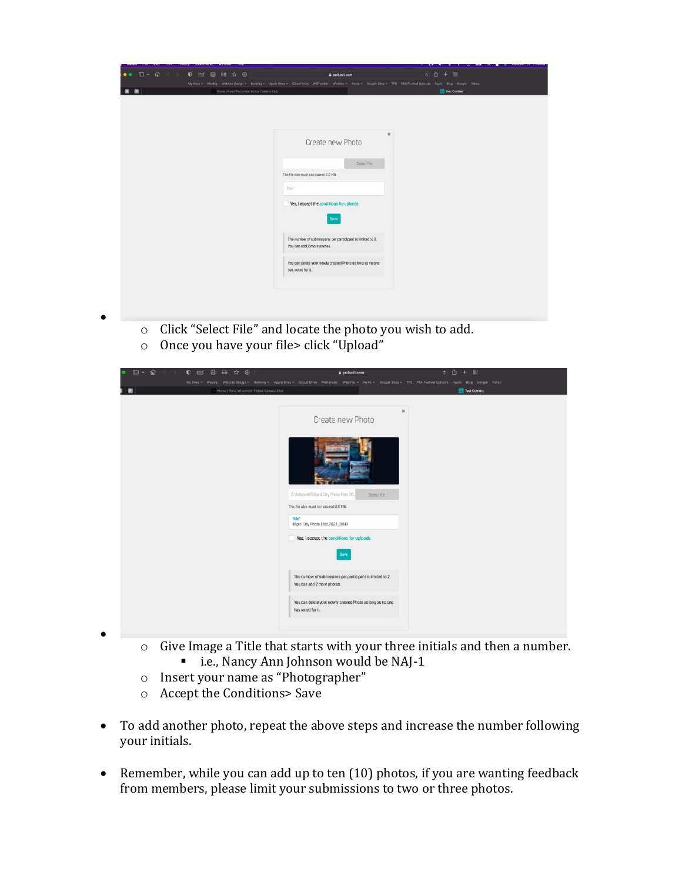- 
    - Click “Select File” and locate the photo you wish to add.
    - Once you have your file> click “Upload”

- 
    - Give Image a Title that starts with your three initials and then a number.
        - i.e., Nancy Ann Johnson would be NAJ-1
    - Insert your name as “Photographer”
    - Accept the Conditions> Save

- To add another photo, repeat the above steps and increase the number following your initials.

- Remember, while you can add up to ten (10) photos, if you are wanting feedback from members, please limit your submissions to two or three photos.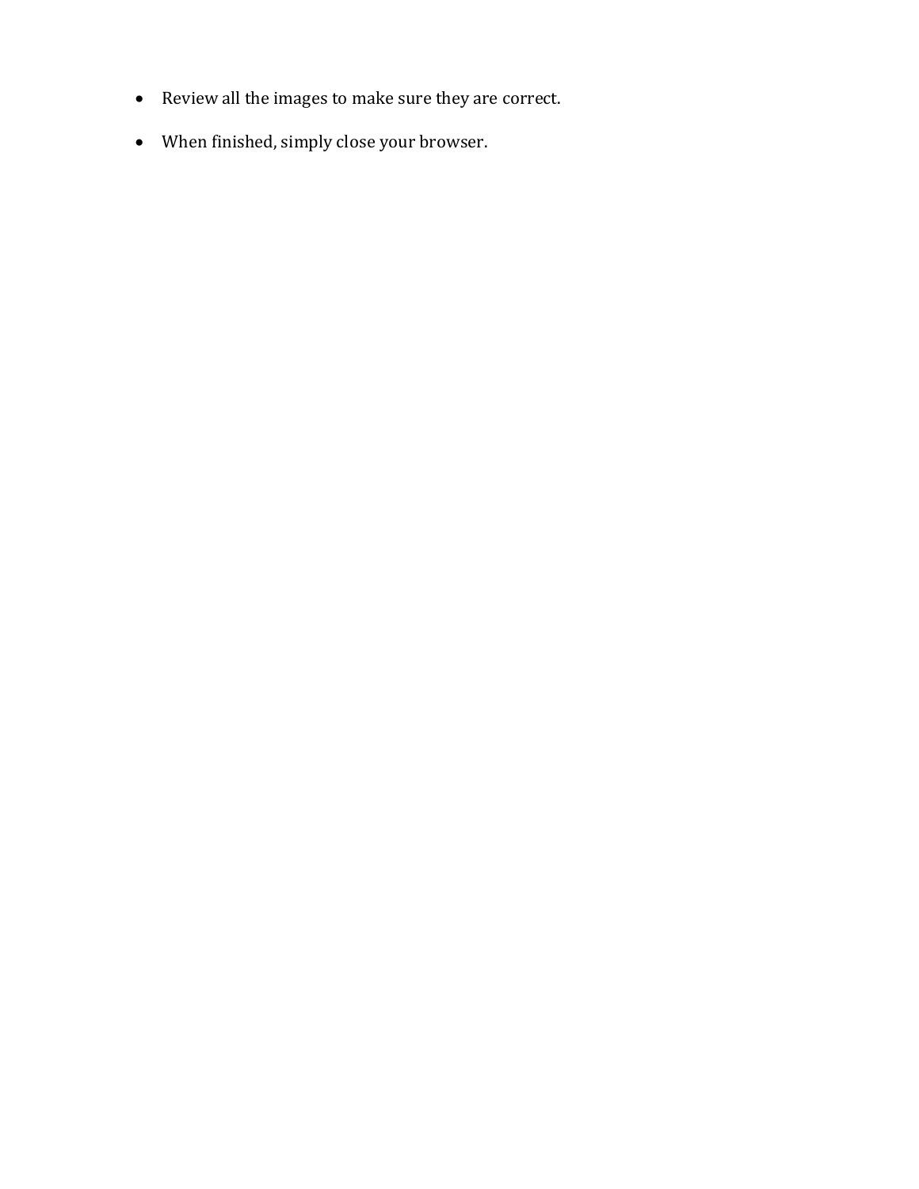- Review all the images to make sure they are correct.
- When finished, simply close your browser.